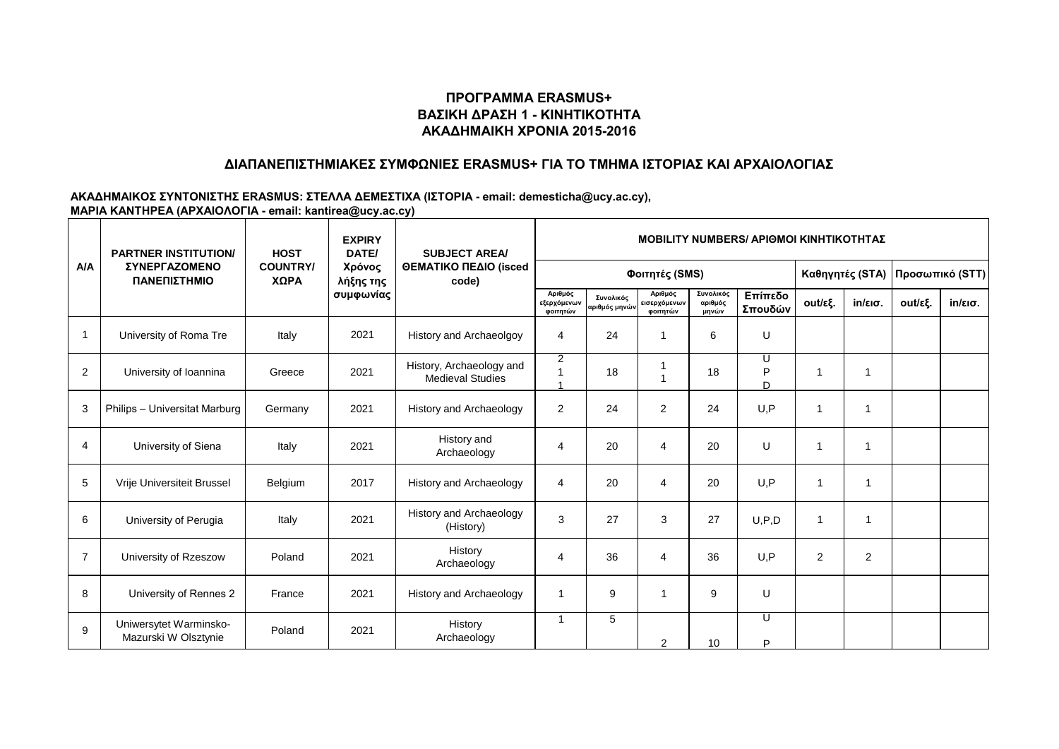## ΠΡΟΓΡΑΜΜΑ ERASMUS+
## ΒΑΣΙΚΗ ΔΡΑΣΗ 1 - ΚΙΝΗΤΙΚΟΤΗΤΑ
## ΑΚΑΔΗΜΑΙΚΗ ΧΡΟΝΙΑ 2015-2016

### ΔΙΑΠΑΝΕΠΙΣΤΗΜΙΑΚΕΣ ΣΥΜΦΩΝΙΕΣ ERASMUS+ ΓΙΑ ΤΟ ΤΜΗΜΑ ΙΣΤΟΡΙΑΣ ΚΑΙ ΑΡΧΑΙΟΛΟΓΙΑΣ

**ΑΚΑΔΗΜΑΙΚΟΣ ΣΥΝΤΟΝΙΣΤΗΣ ERASMUS: ΣΤΕΛΛΑ ΔΕΜΕΣΤΙΧΑ (ΙΣΤΟΡΙΑ - email: demesticha@ucy.ac.cy),**
**ΜΑΡΙΑ ΚΑΝΤΗΡΕΑ (ΑΡΧΑΙΟΛΟΓΙΑ - email: kantirea@ucy.ac.cy)**

| A/A | PARTNER INSTITUTION/ ΣΥΝΕΡΓΑΖΟΜΕΝΟ ΠΑΝΕΠΙΣΤΗΜΙΟ | HOST COUNTRY/ ΧΩΡΑ | EXPIRY DATE/ Χρόνος λήξης της συμφωνίας | SUBJECT AREA/ ΘΕΜΑΤΙΚΟ ΠΕΔΙΟ (isced code) | MOBILITY NUMBERS/ ΑΡΙΘΜΟΙ ΚΙΝΗΤΙΚΟΤΗΤΑΣ | | | | | | | | |
|---|---|---|---|---|---|---|---|---|---|---|---|---|---|
| | | | | | Φοιτητές (SMS) | | | | | Καθηγητές (STA) | | Προσωπικό (STT) | |
| | | | | | Αριθμός εξερχόμενων φοιτητών | Συνολικός αριθμός μηνών | Αριθμός εισερχόμενων φοιτητών | Συνολικός αριθμός μηνών | Επίπεδο Σπουδών | out/εξ. | in/εισ. | out/εξ. | in/εισ. |
| 1 | University of Roma Tre | Italy | 2021 | History and Archaeolgoy | 4 | 24 | 1 | 6 | U | | | | |
| 2 | University of Ioannina | Greece | 2021 | History, Archaeology and Medieval Studies | 2<br>1<br>1 | 18 | 1<br>1 | 18 | U<br>P<br>D | 1 | 1 | | |
| 3 | Philips – Universitat Marburg | Germany | 2021 | History and Archaeology | 2 | 24 | 2 | 24 | U,P | 1 | 1 | | |
| 4 | University of Siena | Italy | 2021 | History and Archaeology | 4 | 20 | 4 | 20 | U | 1 | 1 | | |
| 5 | Vrije Universiteit Brussel | Belgium | 2017 | History and Archaeology | 4 | 20 | 4 | 20 | U,P | 1 | 1 | | |
| 6 | University of Perugia | Italy | 2021 | History and Archaeology (History) | 3 | 27 | 3 | 27 | U,P,D | 1 | 1 | | |
| 7 | University of Rzeszow | Poland | 2021 | History<br>Archaeology | 4 | 36 | 4 | 36 | U,P | 2 | 2 | | |
| 8 | University of Rennes 2 | France | 2021 | History and Archaeology | 1 | 9 | 1 | 9 | U | | | | |
| 9 | Uniwersytet Warminsko-Mazurski W Olsztynie | Poland | 2021 | History<br>Archaeology | 1 | 5 | 2 | 10 | U<br>P | | | | |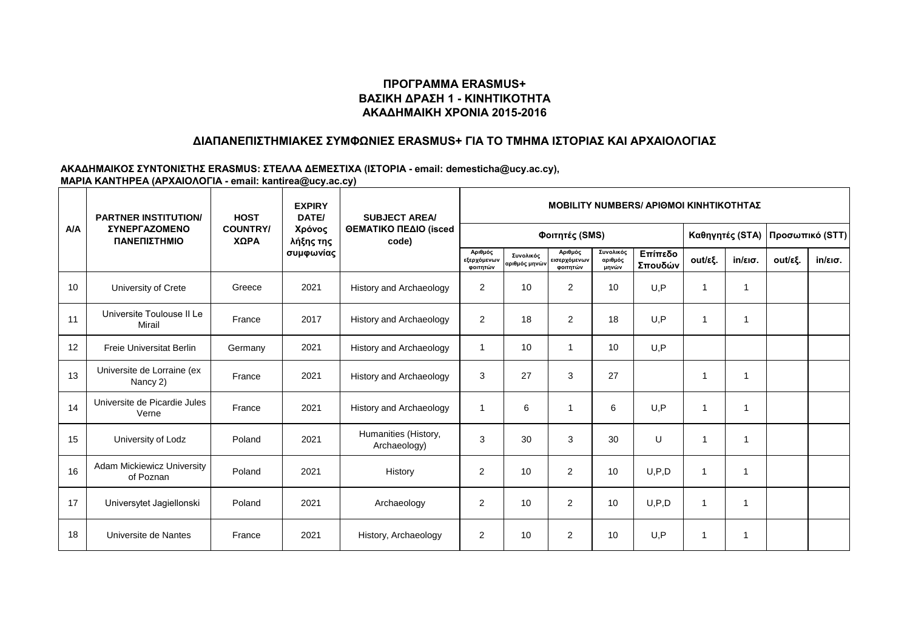## ΠΡΟΓΡΑΜΜΑ ERASMUS+
## ΒΑΣΙΚΗ ΔΡΑΣΗ 1 - ΚΙΝΗΤΙΚΟΤΗΤΑ
## ΑΚΑΔΗΜΑΙΚΗ ΧΡΟΝΙΑ 2015-2016

### ΔΙΑΠΑΝΕΠΙΣΤΗΜΙΑΚΕΣ ΣΥΜΦΩΝΙΕΣ ERASMUS+ ΓΙΑ ΤΟ ΤΜΗΜΑ ΙΣΤΟΡΙΑΣ ΚΑΙ ΑΡΧΑΙΟΛΟΓΙΑΣ

**ΑΚΑΔΗΜΑΙΚΟΣ ΣΥΝΤΟΝΙΣΤΗΣ ERASMUS: ΣΤΕΛΛΑ ΔΕΜΕΣΤΙΧΑ (ΙΣΤΟΡΙΑ - email: demesticha@ucy.ac.cy),**
**ΜΑΡΙΑ ΚΑΝΤΗΡΕΑ (ΑΡΧΑΙΟΛΟΓΙΑ - email: kantirea@ucy.ac.cy)**

| A/A | PARTNER INSTITUTION/ ΣΥΝΕΡΓΑΖΟΜΕΝΟ ΠΑΝΕΠΙΣΤΗΜΙΟ | HOST COUNTRY/ ΧΩΡΑ | EXPIRY DATE/ Χρόνος λήξης της συμφωνίας | SUBJECT AREA/ ΘΕΜΑΤΙΚΟ ΠΕΔΙΟ (isced code) | MOBILITY NUMBERS/ ΑΡΙΘΜΟΙ ΚΙΝΗΤΙΚΟΤΗΤΑΣ | | | | | | | | |
|---|---|---|---|---|---|---|---|---|---|---|---|---|---|
| | | | | | Φοιτητές (SMS) | | | | | Καθηγητές (STA) | | Προσωπικό (STT) | |
| | | | | | Αριθμός εξερχόμενων φοιτητών | Συνολικός αριθμός μηνών | Αριθμός εισερχόμενων φοιτητών | Συνολικός αριθμός μηνών | Επίπεδο Σπουδών | out/εξ. | in/εισ. | out/εξ. | in/εισ. |
| 10 | University of Crete | Greece | 2021 | History and Archaeology | 2 | 10 | 2 | 10 | U,P | 1 | 1 | | |
| 11 | Universite Toulouse II Le Mirail | France | 2017 | History and Archaeology | 2 | 18 | 2 | 18 | U,P | 1 | 1 | | |
| 12 | Freie Universitat Berlin | Germany | 2021 | History and Archaeology | 1 | 10 | 1 | 10 | U,P | | | | |
| 13 | Universite de Lorraine (ex Nancy 2) | France | 2021 | History and Archaeology | 3 | 27 | 3 | 27 | | 1 | 1 | | |
| 14 | Universite de Picardie Jules Verne | France | 2021 | History and Archaeology | 1 | 6 | 1 | 6 | U,P | 1 | 1 | | |
| 15 | University of Lodz | Poland | 2021 | Humanities (History, Archaeology) | 3 | 30 | 3 | 30 | U | 1 | 1 | | |
| 16 | Adam Mickiewicz University of Poznan | Poland | 2021 | History | 2 | 10 | 2 | 10 | U,P,D | 1 | 1 | | |
| 17 | Universytet Jagiellonski | Poland | 2021 | Archaeology | 2 | 10 | 2 | 10 | U,P,D | 1 | 1 | | |
| 18 | Universite de Nantes | France | 2021 | History, Archaeology | 2 | 10 | 2 | 10 | U,P | 1 | 1 | | |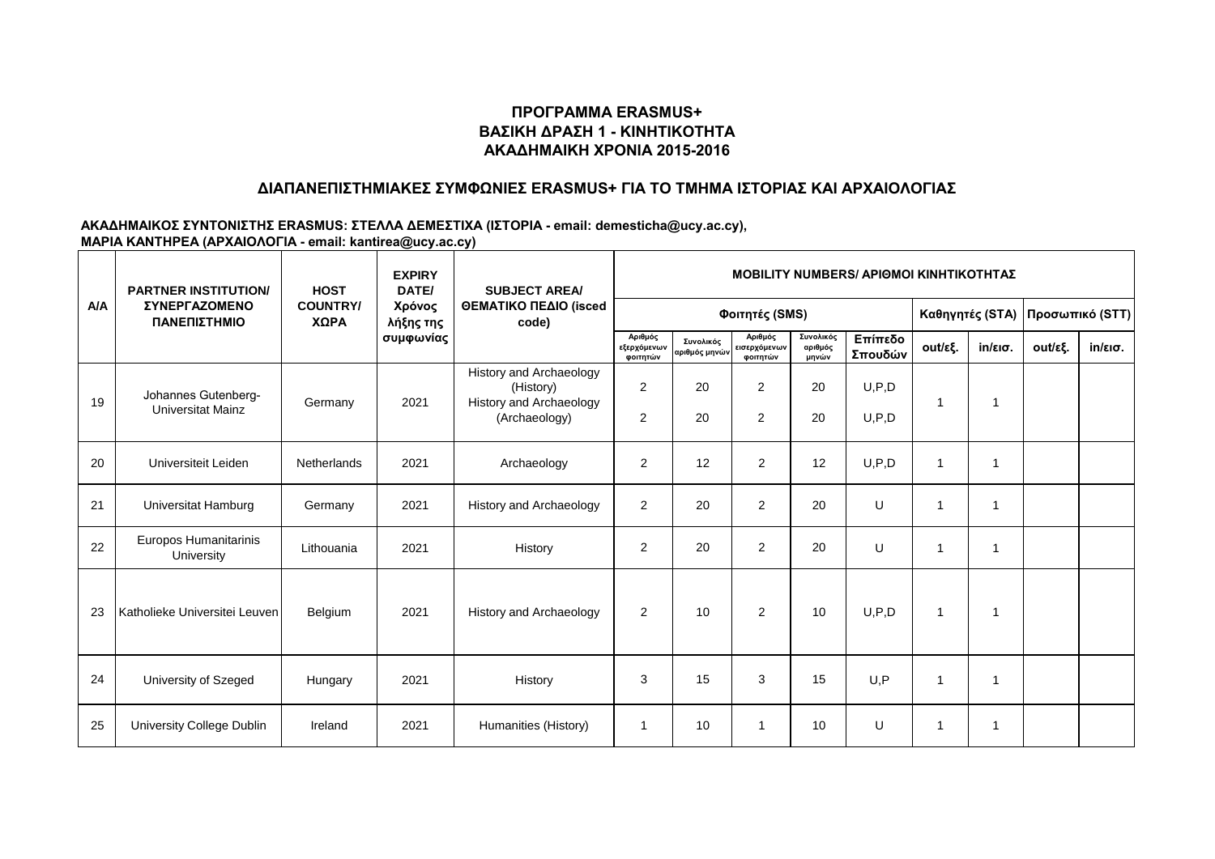**ΠΡΟΓΡΑΜΜΑ ERASMUS+**
**ΒΑΣΙΚΗ ΔΡΑΣΗ 1 - ΚΙΝΗΤΙΚΟΤΗΤΑ**
**ΑΚΑΔΗΜΑΙΚΗ ΧΡΟΝΙΑ 2015-2016**

**ΔΙΑΠΑΝΕΠΙΣΤΗΜΙΑΚΕΣ ΣΥΜΦΩΝΙΕΣ ERASMUS+ ΓΙΑ ΤΟ ΤΜΗΜΑ ΙΣΤΟΡΙΑΣ ΚΑΙ ΑΡΧΑΙΟΛΟΓΙΑΣ**

**ΑΚΑΔΗΜΑΙΚΟΣ ΣΥΝΤΟΝΙΣΤΗΣ ERASMUS: ΣΤΕΛΛΑ ΔΕΜΕΣΤΙΧΑ (ΙΣΤΟΡΙΑ - email: demesticha@ucy.ac.cy),**
**ΜΑΡΙΑ ΚΑΝΤΗΡΕΑ (ΑΡΧΑΙΟΛΟΓΙΑ - email: kantirea@ucy.ac.cy)**

| Α/Α | PARTNER INSTITUTION/ ΣΥΝΕΡΓΑΖΟΜΕΝΟ ΠΑΝΕΠΙΣΤΗΜΙΟ | HOST COUNTRY/ ΧΩΡΑ | EXPIRY DATE/ Χρόνος λήξης της συμφωνίας | SUBJECT AREA/ ΘΕΜΑΤΙΚΟ ΠΕΔΙΟ (isced code) | MOBILITY NUMBERS/ ΑΡΙΘΜΟΙ ΚΙΝΗΤΙΚΟΤΗΤΑΣ | | | | | | | | |
|---|---|---|---|---|---|---|---|---|---|---|---|---|---|
| | | | | | Φοιτητές (SMS) | | | | | Καθηγητές (STA) | | Προσωπικό (STT) | |
| | | | | | Αριθμός εξερχόμενων φοιτητών | Συνολικός αριθμός μηνών | Αριθμός εισερχόμενων φοιτητών | Συνολικός αριθμός μηνών | Επίπεδο Σπουδών | out/εξ. | in/εισ. | out/εξ. | in/εισ. |
| 19 | Johannes Gutenberg-Universitat Mainz | Germany | 2021 | History and Archaeology (History)<br>History and Archaeology (Archaeology) | 2<br>2 | 20<br>20 | 2<br>2 | 20<br>20 | U,P,D<br>U,P,D | 1 | 1 | | |
| 20 | Universiteit Leiden | Netherlands | 2021 | Archaeology | 2 | 12 | 2 | 12 | U,P,D | 1 | 1 | | |
| 21 | Universitat Hamburg | Germany | 2021 | History and Archaeology | 2 | 20 | 2 | 20 | U | 1 | 1 | | |
| 22 | Europos Humanitarinis University | Lithouania | 2021 | History | 2 | 20 | 2 | 20 | U | 1 | 1 | | |
| 23 | Katholieke Universitei Leuven | Belgium | 2021 | History and Archaeology | 2 | 10 | 2 | 10 | U,P,D | 1 | 1 | | |
| 24 | University of Szeged | Hungary | 2021 | History | 3 | 15 | 3 | 15 | U,P | 1 | 1 | | |
| 25 | University College Dublin | Ireland | 2021 | Humanities (History) | 1 | 10 | 1 | 10 | U | 1 | 1 | | |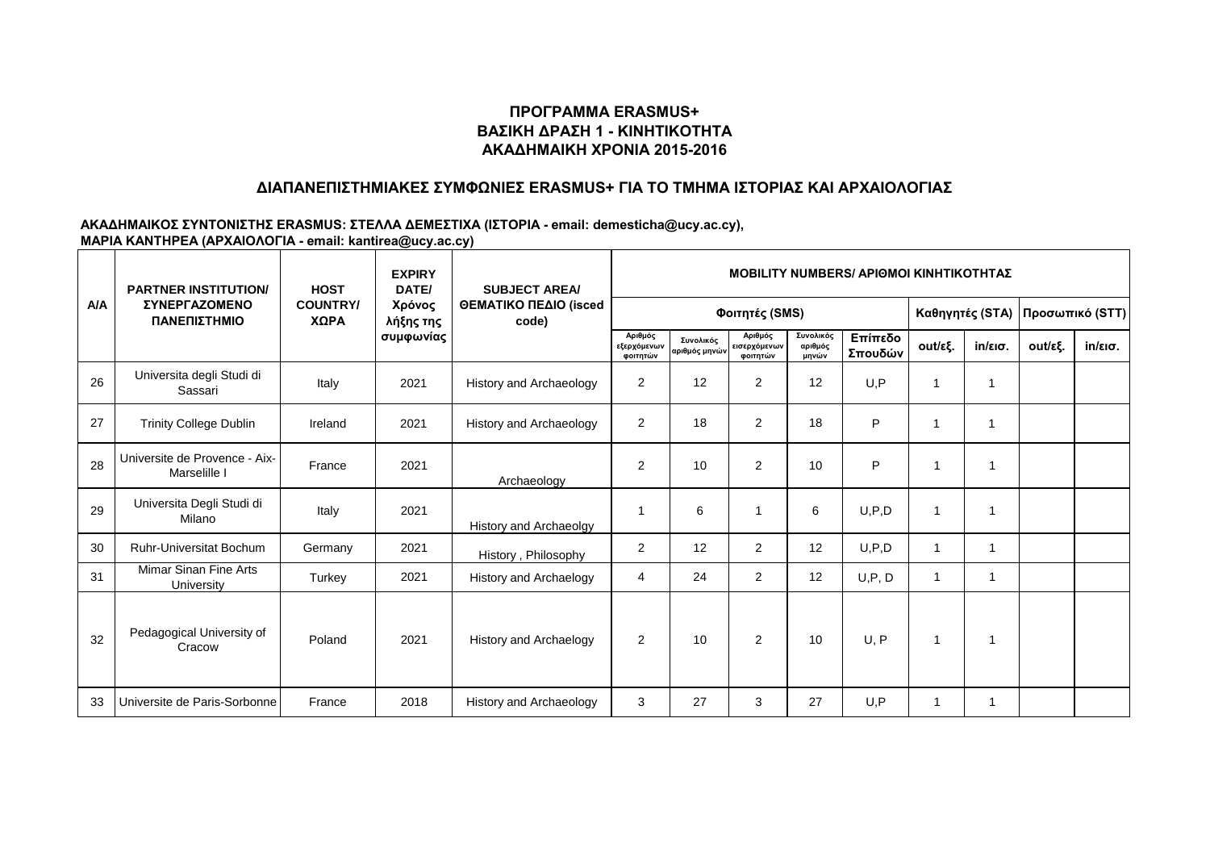# ΠΡΟΓΡΑΜΜΑ ERASMUS+
# ΒΑΣΙΚΗ ΔΡΑΣΗ 1 - ΚΙΝΗΤΙΚΟΤΗΤΑ
# ΑΚΑΔΗΜΑΙΚΗ ΧΡΟΝΙΑ 2015-2016

## ΔΙΑΠΑΝΕΠΙΣΤΗΜΙΑΚΕΣ ΣΥΜΦΩΝΙΕΣ ERASMUS+ ΓΙΑ ΤΟ ΤΜΗΜΑ ΙΣΤΟΡΙΑΣ ΚΑΙ ΑΡΧΑΙΟΛΟΓΙΑΣ

**ΑΚΑΔΗΜΑΙΚΟΣ ΣΥΝΤΟΝΙΣΤΗΣ ERASMUS: ΣΤΕΛΛΑ ΔΕΜΕΣΤΙΧΑ (ΙΣΤΟΡΙΑ - email: demesticha@ucy.ac.cy),**
**ΜΑΡΙΑ ΚΑΝΤΗΡΕΑ (ΑΡΧΑΙΟΛΟΓΙΑ - email: kantirea@ucy.ac.cy)**

| A/A | PARTNER INSTITUTION/ ΣΥΝΕΡΓΑΖΟΜΕΝΟ ΠΑΝΕΠΙΣΤΗΜΙΟ | HOST COUNTRY/ ΧΩΡΑ | EXPIRY DATE/ Χρόνος λήξης της συμφωνίας | SUBJECT AREA/ ΘΕΜΑΤΙΚΟ ΠΕΔΙΟ (isced code) | MOBILITY NUMBERS/ ΑΡΙΘΜΟΙ ΚΙΝΗΤΙΚΟΤΗΤΑΣ | | | | | | | | |
|---|---|---|---|---|---|---|---|---|---|---|---|---|---|
| | | | | | Φοιτητές (SMS) | | | | | Καθηγητές (STA) | | Προσωπικό (STT) | |
| | | | | | Αριθμός εξερχόμενων φοιτητών | Συνολικός αριθμός μηνών | Αριθμός εισερχόμενων φοιτητών | Συνολικός αριθμός μηνών | Επίπεδο Σπουδών | out/εξ. | in/εισ. | out/εξ. | in/εισ. |
| 26 | Universita degli Studi di Sassari | Italy | 2021 | History and Archaeology | 2 | 12 | 2 | 12 | U,P | 1 | 1 | | |
| 27 | Trinity College Dublin | Ireland | 2021 | History and Archaeology | 2 | 18 | 2 | 18 | P | 1 | 1 | | |
| 28 | Universite de Provence - Aix-Marselille I | France | 2021 | Archaeology | 2 | 10 | 2 | 10 | P | 1 | 1 | | |
| 29 | Universita Degli Studi di Milano | Italy | 2021 | History and Archaeolgy | 1 | 6 | 1 | 6 | U,P,D | 1 | 1 | | |
| 30 | Ruhr-Universitat Bochum | Germany | 2021 | History , Philosophy | 2 | 12 | 2 | 12 | U,P,D | 1 | 1 | | |
| 31 | Mimar Sinan Fine Arts University | Turkey | 2021 | History and Archaelogy | 4 | 24 | 2 | 12 | U,P, D | 1 | 1 | | |
| 32 | Pedagogical University of Cracow | Poland | 2021 | History and Archaelogy | 2 | 10 | 2 | 10 | U, P | 1 | 1 | | |
| 33 | Universite de Paris-Sorbonne | France | 2018 | History and Archaeology | 3 | 27 | 3 | 27 | U,P | 1 | 1 | | |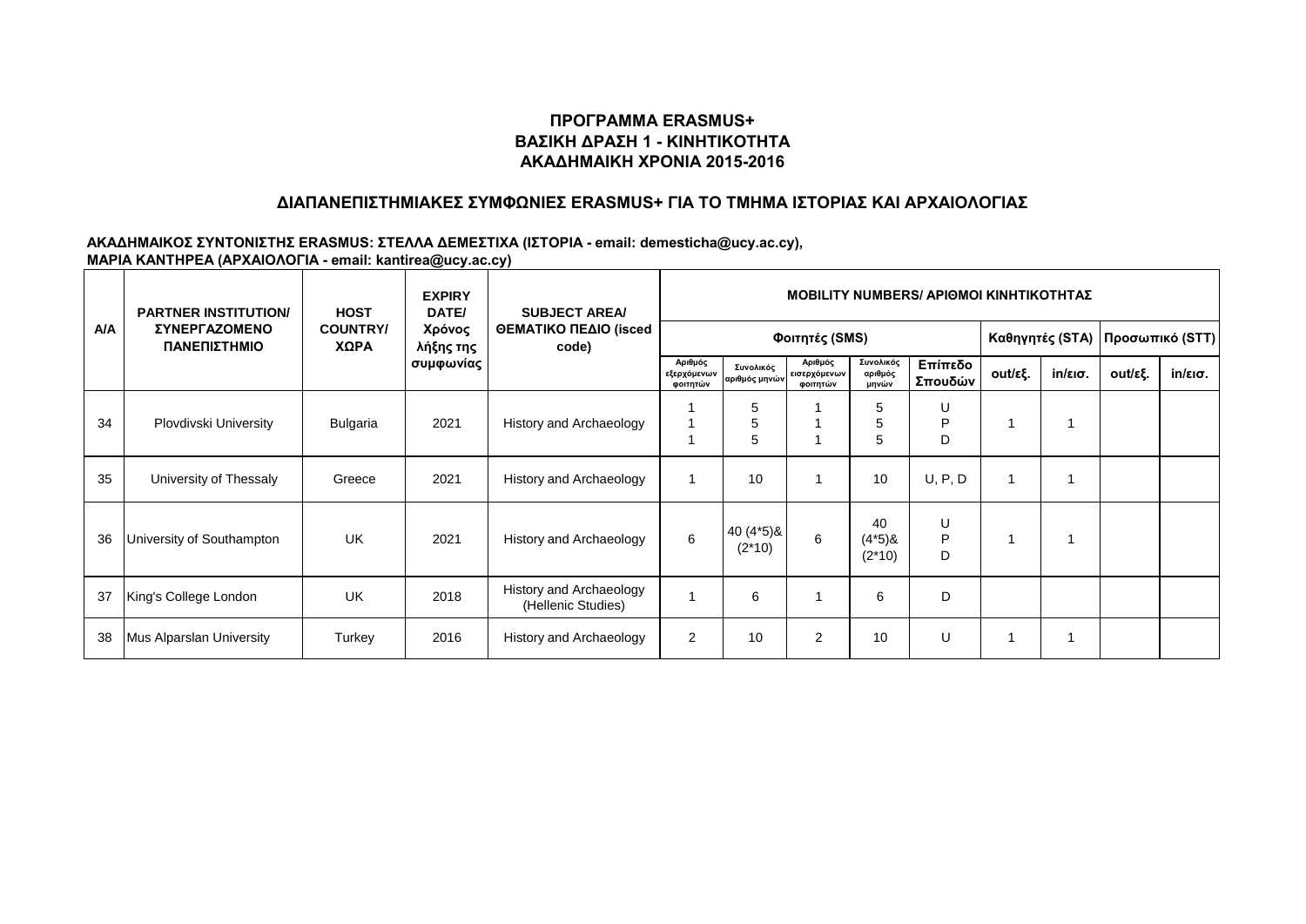## ΠΡΟΓΡΑΜΜΑ ERASMUS+
## ΒΑΣΙΚΗ ΔΡΑΣΗ 1 - ΚΙΝΗΤΙΚΟΤΗΤΑ
## ΑΚΑΔΗΜΑΙΚΗ ΧΡΟΝΙΑ 2015-2016

### ΔΙΑΠΑΝΕΠΙΣΤΗΜΙΑΚΕΣ ΣΥΜΦΩΝΙΕΣ ERASMUS+ ΓΙΑ ΤΟ ΤΜΗΜΑ ΙΣΤΟΡΙΑΣ ΚΑΙ ΑΡΧΑΙΟΛΟΓΙΑΣ

**ΑΚΑΔΗΜΑΙΚΟΣ ΣΥΝΤΟΝΙΣΤΗΣ ERASMUS: ΣΤΕΛΛΑ ΔΕΜΕΣΤΙΧΑ (ΙΣΤΟΡΙΑ - email: demesticha@ucy.ac.cy),**
**ΜΑΡΙΑ ΚΑΝΤΗΡΕΑ (ΑΡΧΑΙΟΛΟΓΙΑ - email: kantirea@ucy.ac.cy)**

| A/A | PARTNER INSTITUTION/ ΣΥΝΕΡΓΑΖΟΜΕΝΟ ΠΑΝΕΠΙΣΤΗΜΙΟ | HOST COUNTRY/ ΧΩΡΑ | EXPIRY DATE/ Χρόνος λήξης της συμφωνίας | SUBJECT AREA/ ΘΕΜΑΤΙΚΟ ΠΕΔΙΟ (isced code) | MOBILITY NUMBERS/ ΑΡΙΘΜΟΙ ΚΙΝΗΤΙΚΟΤΗΤΑΣ | | | | | | | | |
|---|---|---|---|---|---|---|---|---|---|---|---|---|---|
| | | | | | Φοιτητές (SMS) | | | | | Καθηγητές (STA) | | Προσωπικό (STT) | |
| | | | | | Αριθμός εξερχόμενων φοιτητών | Συνολικός αριθμός μηνών | Αριθμός εισερχόμενων φοιτητών | Συνολικός αριθμός μηνών | Επίπεδο Σπουδών | out/εξ. | in/εισ. | out/εξ. | in/εισ. |
| 34 | Plovdivski University | Bulgaria | 2021 | History and Archaeology | 1<br>1<br>1 | 5<br>5<br>5 | 1<br>1<br>1 | 5<br>5<br>5 | U<br>P<br>D | 1 | 1 | | |
| 35 | University of Thessaly | Greece | 2021 | History and Archaeology | 1 | 10 | 1 | 10 | U, P, D | 1 | 1 | | |
| 36 | University of Southampton | UK | 2021 | History and Archaeology | 6 | 40 (4*5)& (2*10) | 6 | 40 (4*5)& (2*10) | U<br>P<br>D | 1 | 1 | | |
| 37 | King's College London | UK | 2018 | History and Archaeology (Hellenic Studies) | 1 | 6 | 1 | 6 | D | | | | |
| 38 | Mus Alparslan University | Turkey | 2016 | History and Archaeology | 2 | 10 | 2 | 10 | U | 1 | 1 | | |